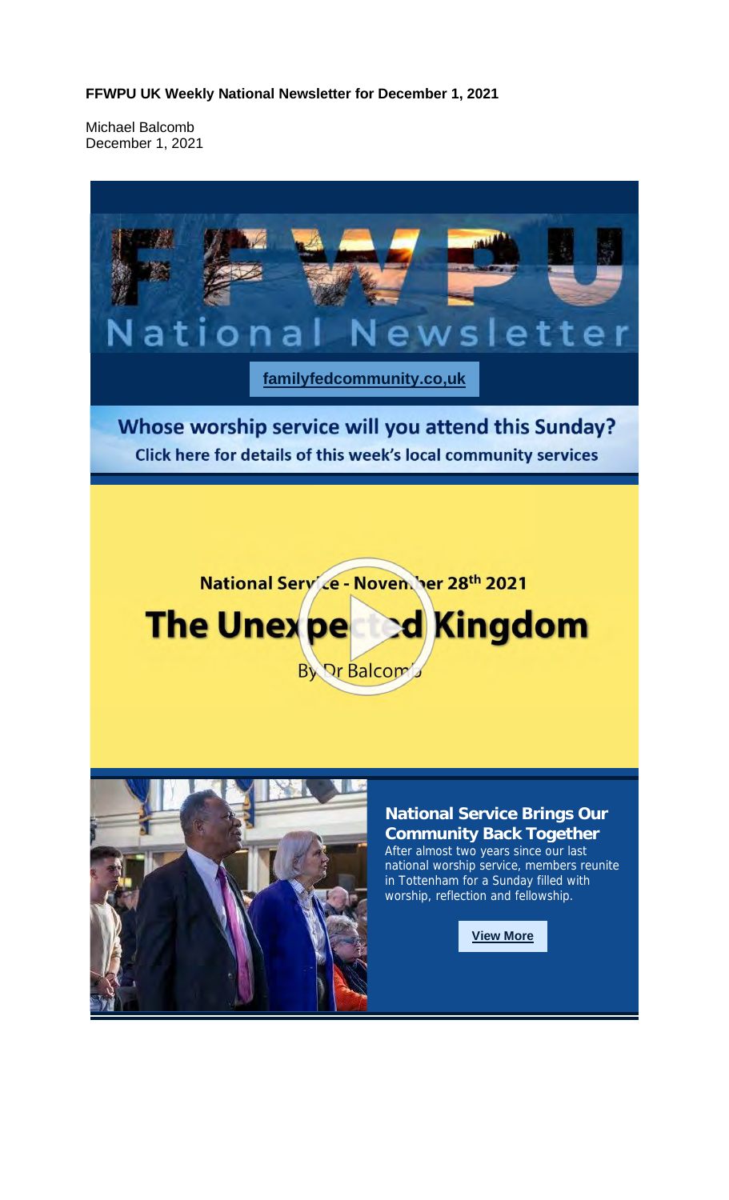**FFWPU UK Weekly National Newsletter for December 1, 2021**

Michael Balcomb
December 1, 2021

# FFWPU National Newsletter

**familyfedcommunity.co,uk**

## Whose worship service will you attend this Sunday?

**Click here for details of this week's local community services**

National Service - November 28th 2021

## The Unexpected Kingdom

By Dr Balcomb

### National Service Brings Our Community Back Together

After almost two years since our last national worship service, members reunite in Tottenham for a Sunday filled with worship, reflection and fellowship.

**View More**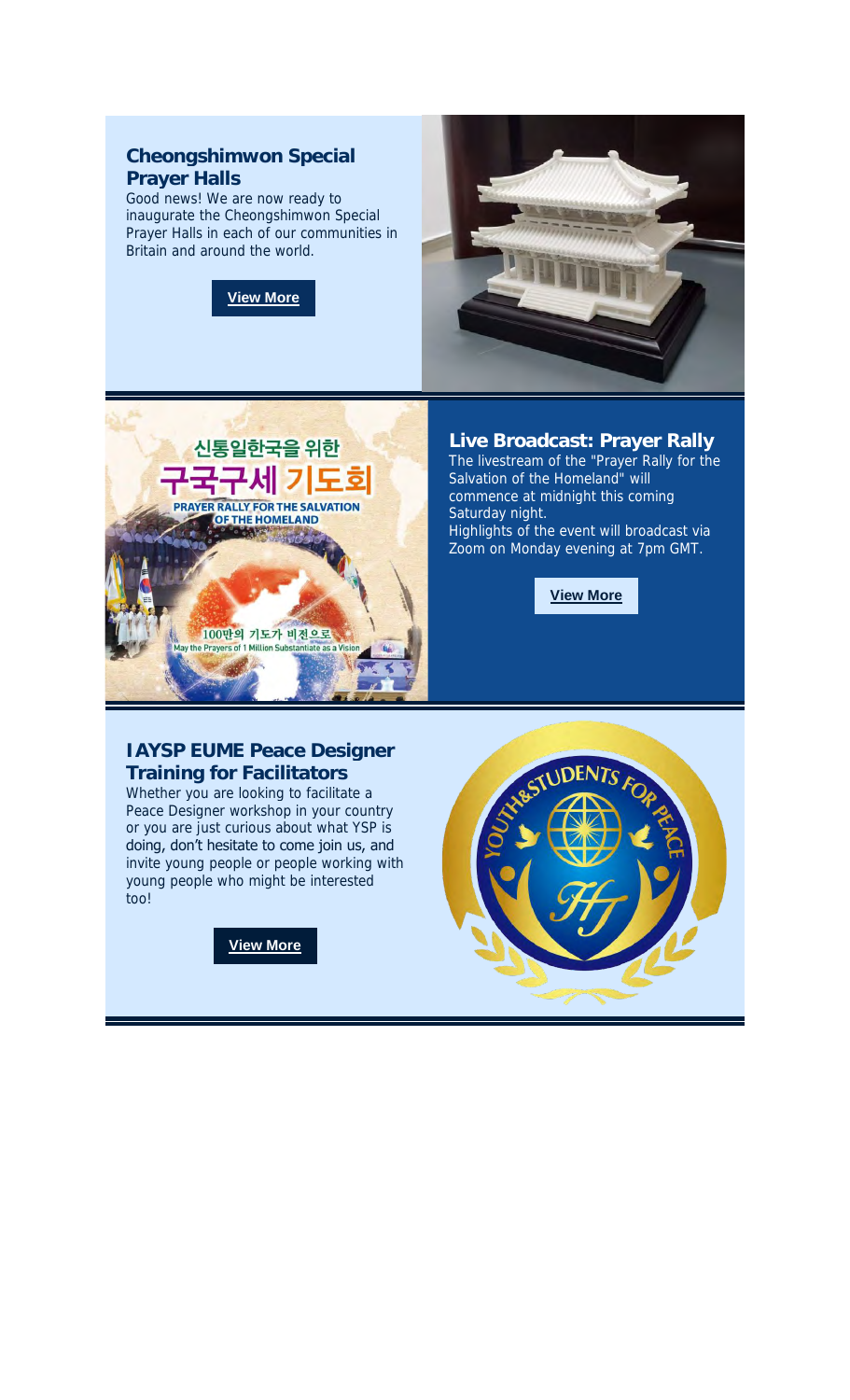## Cheongshimwon Special Prayer Halls

Good news! We are now ready to inaugurate the Cheongshimwon Special Prayer Halls in each of our communities in Britain and around the world.

**View More**

## Live Broadcast: Prayer Rally

The livestream of the "Prayer Rally for the Salvation of the Homeland" will commence at midnight this coming Saturday night.
Highlights of the event will broadcast via Zoom on Monday evening at 7pm GMT.

**View More**

## IAYSP EUME Peace Designer Training for Facilitators

Whether you are looking to facilitate a Peace Designer workshop in your country or you are just curious about what YSP is doing, don't hesitate to come join us, and invite young people or people working with young people who might be interested too!

**View More**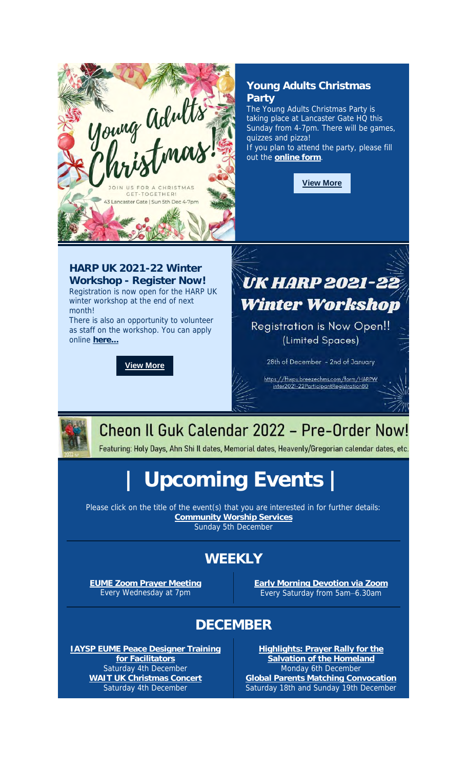## Young Adults Christmas Party

The Young Adults Christmas Party is taking place at Lancaster Gate HQ this Sunday from 4-7pm. There will be games, quizzes and pizza!

If you plan to attend the party, please fill out the **online form**.

**View More**

Young Adults Christmas! JOIN US FOR A CHRISTMAS GET-TOGETHER! 43 Lancaster Gate | Sun 5th Dec 4-7pm

## HARP UK 2021-22 Winter Workshop - Register Now!

Registration is now open for the HARP UK winter workshop at the end of next month!

There is also an opportunity to volunteer as staff on the workshop. You can apply online **here...**

**View More**

UK HARP 2021-22 Winter Workshop

Registration is Now Open!! (Limited Spaces)

28th of December - 2nd of January

https://ffwpu.breezechms.com/form/HARPWinter2021-22ParticipantRegistration80

## Cheon Il Guk Calendar 2022 – Pre-Order Now!

Featuring: Holy Days, Ahn Shi Il dates, Memorial dates, Heavenly/Gregorian calendar dates, etc.

# | Upcoming Events |

Please click on the title of the event(s) that you are interested in for further details:

**Community Worship Services**
Sunday 5th December

## WEEKLY

**EUME Zoom Prayer Meeting**
Every Wednesday at 7pm

**Early Morning Devotion via Zoom**
Every Saturday from 5am–6.30am

## DECEMBER

**IAYSP EUME Peace Designer Training for Facilitators**
Saturday 4th December

**WAIT UK Christmas Concert**
Saturday 4th December

**Highlights: Prayer Rally for the Salvation of the Homeland**
Monday 6th December

**Global Parents Matching Convocation**
Saturday 18th and Sunday 19th December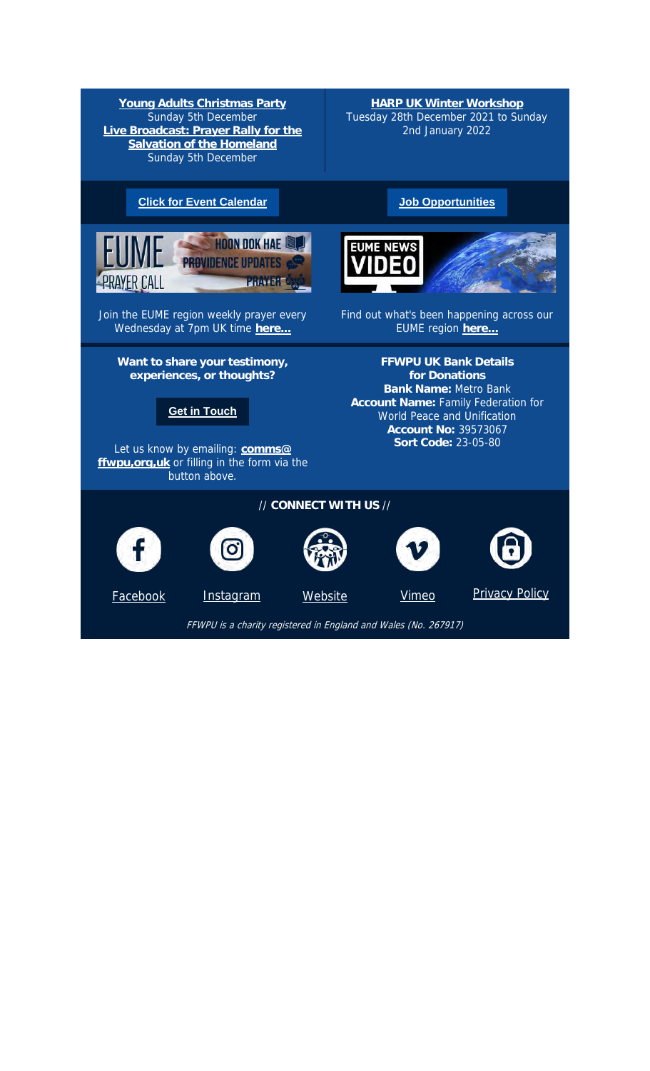**Young Adults Christmas Party**
Sunday 5th December
**Live Broadcast: Prayer Rally for the Salvation of the Homeland**
Sunday 5th December

**HARP UK Winter Workshop**
Tuesday 28th December 2021 to Sunday 2nd January 2022

**Click for Event Calendar**

**Job Opportunities**

Join the EUME region weekly prayer every Wednesday at 7pm UK time **here...**

Find out what's been happening across our EUME region **here...**

**Want to share your testimony, experiences, or thoughts?**

**Get in Touch**

Let us know by emailing: **comms@ffwpu.org.uk** or filling in the form via the button above.

**FFWPU UK Bank Details for Donations**
**Bank Name:** Metro Bank
**Account Name:** Family Federation for World Peace and Unification
**Account No:** 39573067
**Sort Code:** 23-05-80

// **CONNECT WITH US** //

Facebook Instagram Website Vimeo Privacy Policy

*FFWPU is a charity registered in England and Wales (No. 267917)*